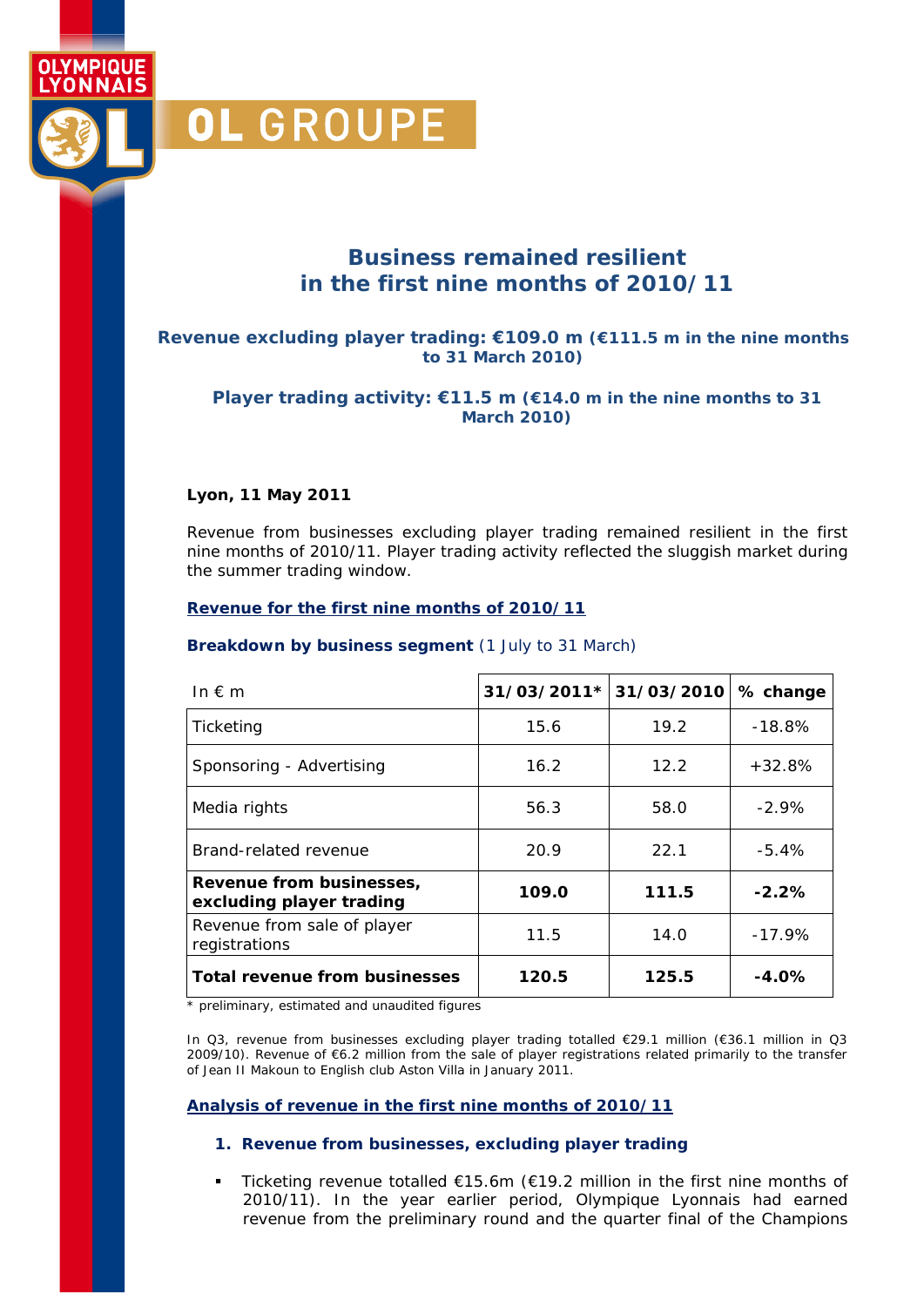OLYMPIQUE LYONNAIS

OL GROUPE

# Business remained resilient in the first nine months of 2010/11

**Revenue excluding player trading: €109.0 m (€111.5 m in the nine months to 31 March 2010)**

**Player trading activity: €11.5 m (€14.0 m in the nine months to 31 March 2010)**

**Lyon, 11 May 2011**

Revenue from businesses excluding player trading remained resilient in the first nine months of 2010/11. Player trading activity reflected the sluggish market during the summer trading window.

## Revenue for the first nine months of 2010/11

**Breakdown by business segment** (1 July to 31 March)

| In € m | 31/03/2011* | 31/03/2010 | % change |
|---|---|---|---|
| Ticketing | 15.6 | 19.2 | -18.8% |
| Sponsoring - Advertising | 16.2 | 12.2 | +32.8% |
| Media rights | 56.3 | 58.0 | -2.9% |
| Brand-related revenue | 20.9 | 22.1 | -5.4% |
| **Revenue from businesses, excluding player trading** | **109.0** | **111.5** | **-2.2%** |
| Revenue from sale of player registrations | 11.5 | 14.0 | -17.9% |
| **Total revenue from businesses** | **120.5** | **125.5** | **-4.0%** |

\* preliminary, estimated and unaudited figures

In Q3, revenue from businesses excluding player trading totalled €29.1 million (€36.1 million in Q3 2009/10). Revenue of €6.2 million from the sale of player registrations related primarily to the transfer of Jean II Makoun to English club Aston Villa in January 2011.

## Analysis of revenue in the first nine months of 2010/11

### 1. Revenue from businesses, excluding player trading

- Ticketing revenue totalled €15.6m (€19.2 million in the first nine months of 2010/11). In the year earlier period, Olympique Lyonnais had earned revenue from the preliminary round and the quarter final of the Champions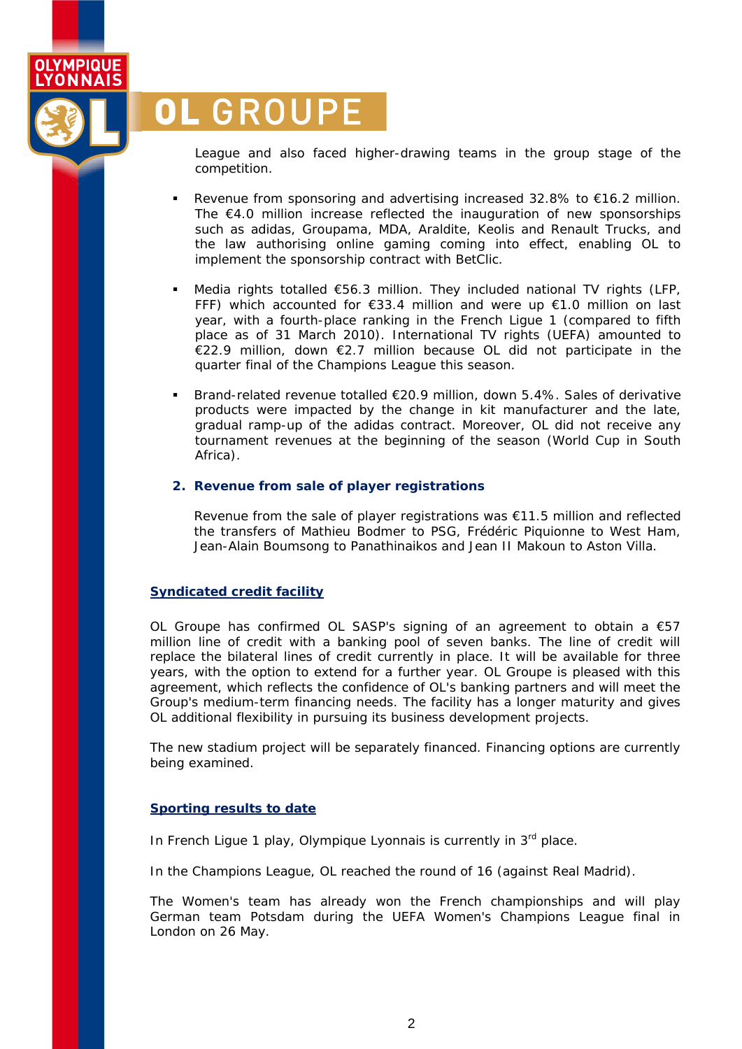League and also faced higher-drawing teams in the group stage of the competition.

- Revenue from sponsoring and advertising increased 32.8% to €16.2 million. The €4.0 million increase reflected the inauguration of new sponsorships such as adidas, Groupama, MDA, Araldite, Keolis and Renault Trucks, and the law authorising online gaming coming into effect, enabling OL to implement the sponsorship contract with BetClic.

- Media rights totalled €56.3 million. They included national TV rights (LFP, FFF) which accounted for €33.4 million and were up €1.0 million on last year, with a fourth-place ranking in the French Ligue 1 (compared to fifth place as of 31 March 2010). International TV rights (UEFA) amounted to €22.9 million, down €2.7 million because OL did not participate in the quarter final of the Champions League this season.

- Brand-related revenue totalled €20.9 million, down 5.4%. Sales of derivative products were impacted by the change in kit manufacturer and the late, gradual ramp-up of the adidas contract. Moreover, OL did not receive any tournament revenues at the beginning of the season (World Cup in South Africa).

**2. Revenue from sale of player registrations**

Revenue from the sale of player registrations was €11.5 million and reflected the transfers of Mathieu Bodmer to PSG, Frédéric Piquionne to West Ham, Jean-Alain Boumsong to Panathinaikos and Jean II Makoun to Aston Villa.

## Syndicated credit facility

OL Groupe has confirmed OL SASP's signing of an agreement to obtain a €57 million line of credit with a banking pool of seven banks. The line of credit will replace the bilateral lines of credit currently in place. It will be available for three years, with the option to extend for a further year. OL Groupe is pleased with this agreement, which reflects the confidence of OL's banking partners and will meet the Group's medium-term financing needs. The facility has a longer maturity and gives OL additional flexibility in pursuing its business development projects.

The new stadium project will be separately financed. Financing options are currently being examined.

## Sporting results to date

In French Ligue 1 play, Olympique Lyonnais is currently in 3rd place.

In the Champions League, OL reached the round of 16 (against Real Madrid).

The Women's team has already won the French championships and will play German team Potsdam during the UEFA Women's Champions League final in London on 26 May.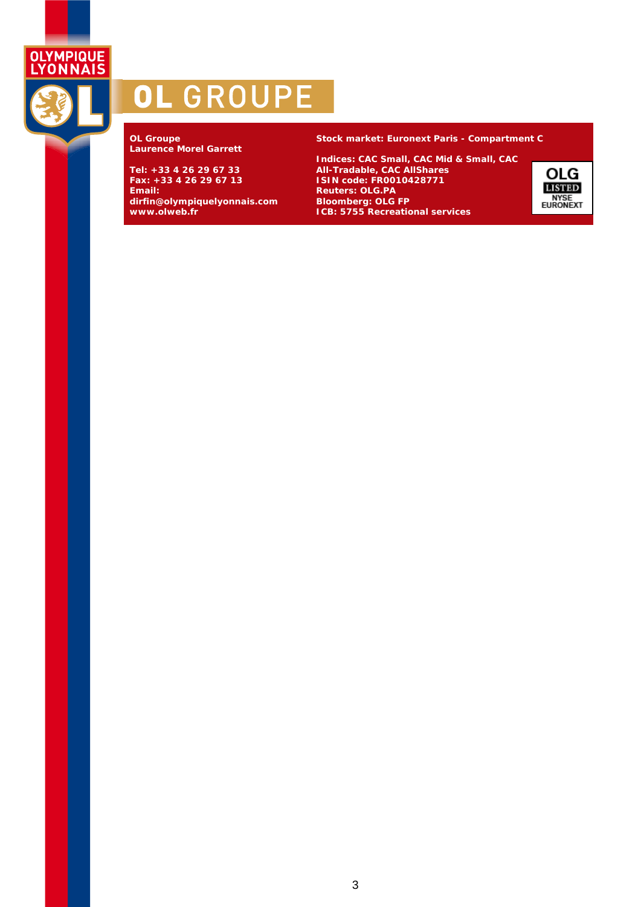# OL GROUPE

**OL Groupe**
**Laurence Morel Garrett**

**Tel: +33 4 26 29 67 33**
**Fax: +33 4 26 29 67 13**
**Email:**
**dirfin@olympiquelyonnais.com**
**www.olweb.fr**

**Stock market: Euronext Paris - Compartment C**

**Indices: CAC Small, CAC Mid & Small, CAC All-Tradable, CAC AllShares**
**ISIN code: FR0010428771**
**Reuters: OLG.PA**
**Bloomberg: OLG FP**
**ICB: 5755 Recreational services**

OLG
LISTED
NYSE
EURONEXT